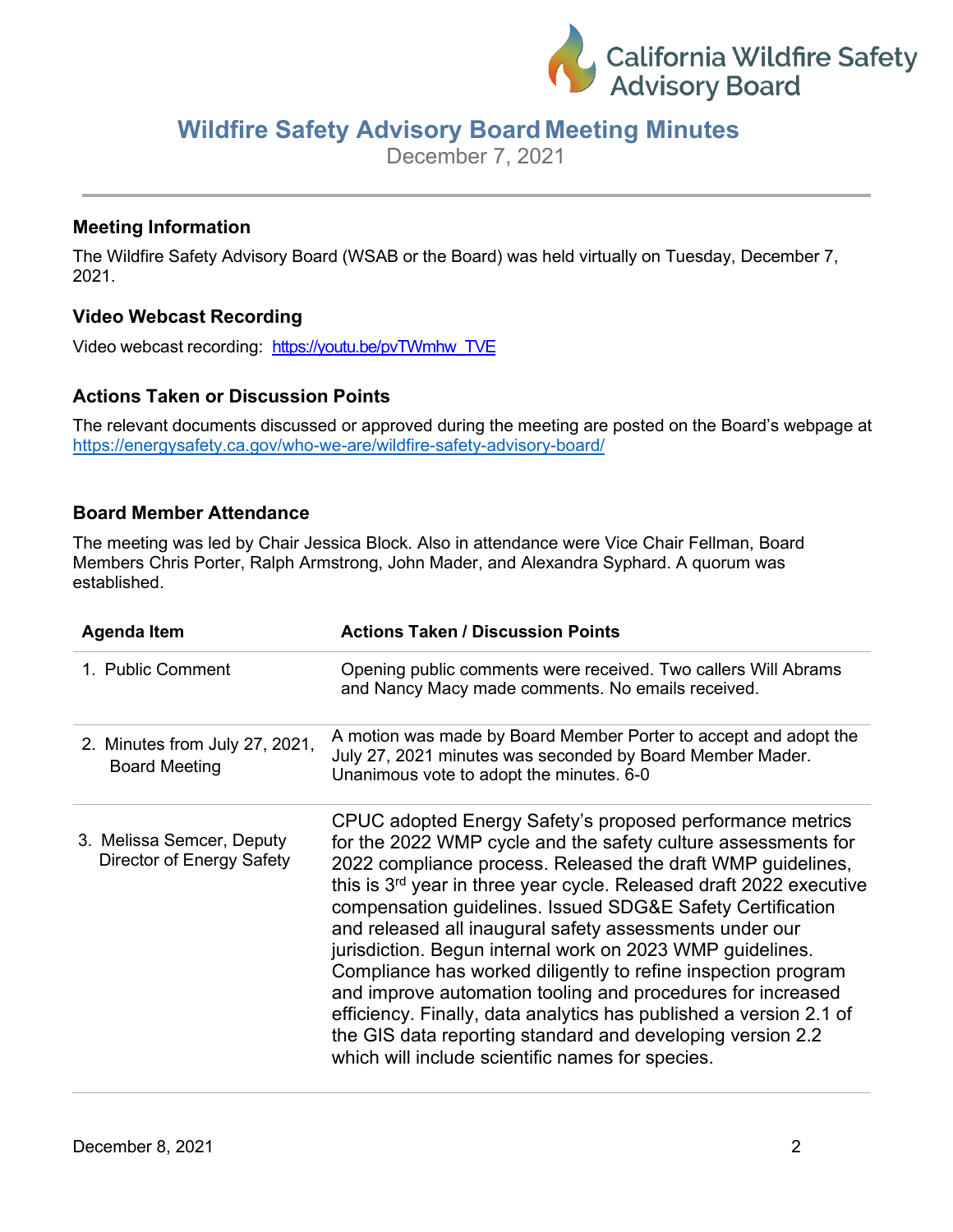# Wildfire Safety Advisory Board Meeting Minutes

December 7, 2021

## Meeting Information

The Wildfire Safety Advisory Board (WSAB or the Board) was held virtually on Tuesday, December 7, 2021.

## Video Webcast Recording

Video webcast recording: https://youtu.be/pvTWmhw_TVE

## Actions Taken or Discussion Points

The relevant documents discussed or approved during the meeting are posted on the Board's webpage at https://energysafety.ca.gov/who-we-are/wildfire-safety-advisory-board/

## Board Member Attendance

The meeting was led by Chair Jessica Block. Also in attendance were Vice Chair Fellman, Board Members Chris Porter, Ralph Armstrong, John Mader, and Alexandra Syphard. A quorum was established.

| Agenda Item | Actions Taken / Discussion Points |
|---|---|
| 1. Public Comment | Opening public comments were received. Two callers Will Abrams and Nancy Macy made comments. No emails received. |
| 2. Minutes from July 27, 2021, Board Meeting | A motion was made by Board Member Porter to accept and adopt the July 27, 2021 minutes was seconded by Board Member Mader. Unanimous vote to adopt the minutes. 6-0 |
| 3. Melissa Semcer, Deputy Director of Energy Safety | CPUC adopted Energy Safety's proposed performance metrics for the 2022 WMP cycle and the safety culture assessments for 2022 compliance process. Released the draft WMP guidelines, this is 3rd year in three year cycle. Released draft 2022 executive compensation guidelines. Issued SDG&E Safety Certification and released all inaugural safety assessments under our jurisdiction. Begun internal work on 2023 WMP guidelines. Compliance has worked diligently to refine inspection program and improve automation tooling and procedures for increased efficiency. Finally, data analytics has published a version 2.1 of the GIS data reporting standard and developing version 2.2 which will include scientific names for species. |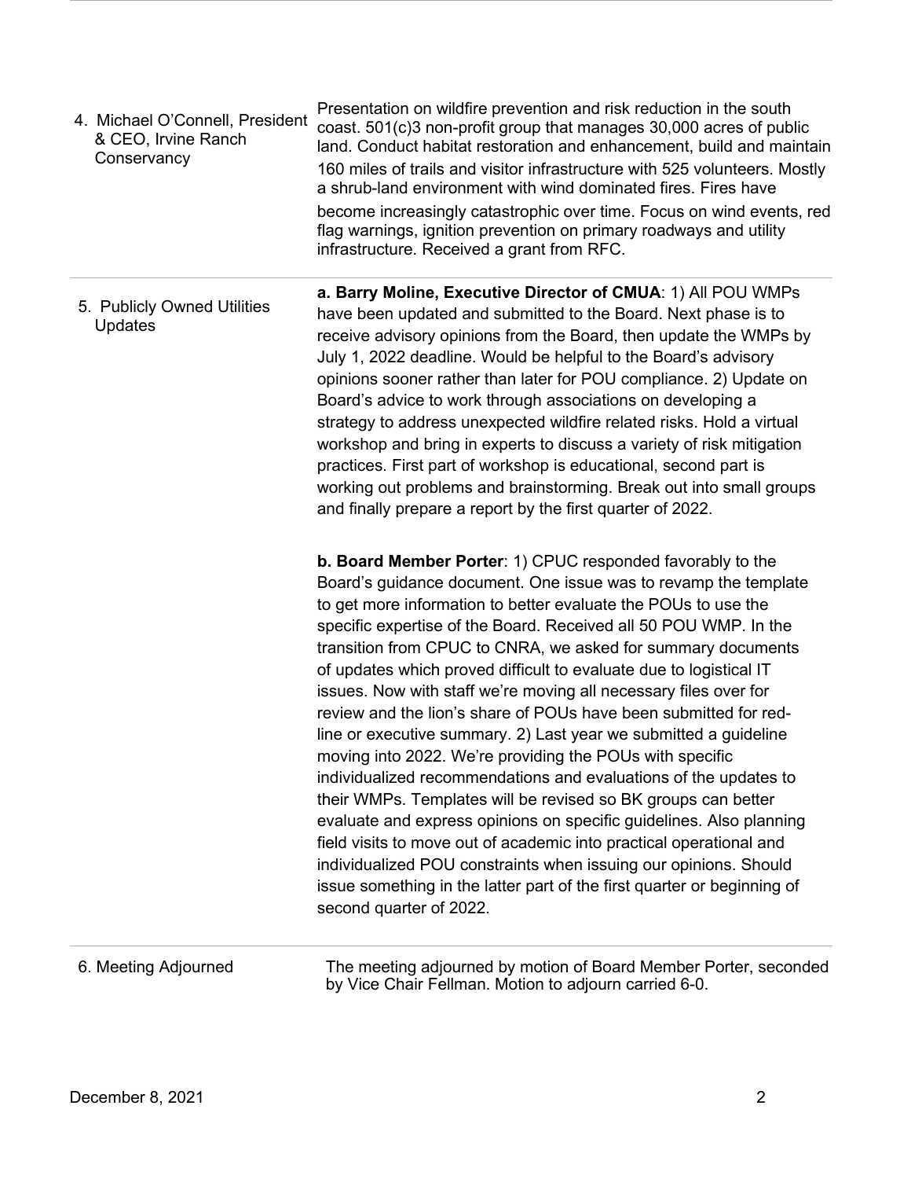| | |
|---|---|
| 4. Michael O'Connell, President & CEO, Irvine Ranch Conservancy | Presentation on wildfire prevention and risk reduction in the south coast. 501(c)3 non-profit group that manages 30,000 acres of public land. Conduct habitat restoration and enhancement, build and maintain 160 miles of trails and visitor infrastructure with 525 volunteers. Mostly a shrub-land environment with wind dominated fires. Fires have become increasingly catastrophic over time. Focus on wind events, red flag warnings, ignition prevention on primary roadways and utility infrastructure. Received a grant from RFC. |
| 5. Publicly Owned Utilities Updates | **a. Barry Moline, Executive Director of CMUA**: 1) All POU WMPs have been updated and submitted to the Board. Next phase is to receive advisory opinions from the Board, then update the WMPs by July 1, 2022 deadline. Would be helpful to the Board's advisory opinions sooner rather than later for POU compliance. 2) Update on Board's advice to work through associations on developing a strategy to address unexpected wildfire related risks. Hold a virtual workshop and bring in experts to discuss a variety of risk mitigation practices. First part of workshop is educational, second part is working out problems and brainstorming. Break out into small groups and finally prepare a report by the first quarter of 2022.<br><br>**b. Board Member Porter**: 1) CPUC responded favorably to the Board's guidance document. One issue was to revamp the template to get more information to better evaluate the POUs to use the specific expertise of the Board. Received all 50 POU WMP. In the transition from CPUC to CNRA, we asked for summary documents of updates which proved difficult to evaluate due to logistical IT issues. Now with staff we're moving all necessary files over for review and the lion's share of POUs have been submitted for red-line or executive summary. 2) Last year we submitted a guideline moving into 2022. We're providing the POUs with specific individualized recommendations and evaluations of the updates to their WMPs. Templates will be revised so BK groups can better evaluate and express opinions on specific guidelines. Also planning field visits to move out of academic into practical operational and individualized POU constraints when issuing our opinions. Should issue something in the latter part of the first quarter or beginning of second quarter of 2022. |
| 6. Meeting Adjourned | The meeting adjourned by motion of Board Member Porter, seconded by Vice Chair Fellman. Motion to adjourn carried 6-0. |

December 8, 2021